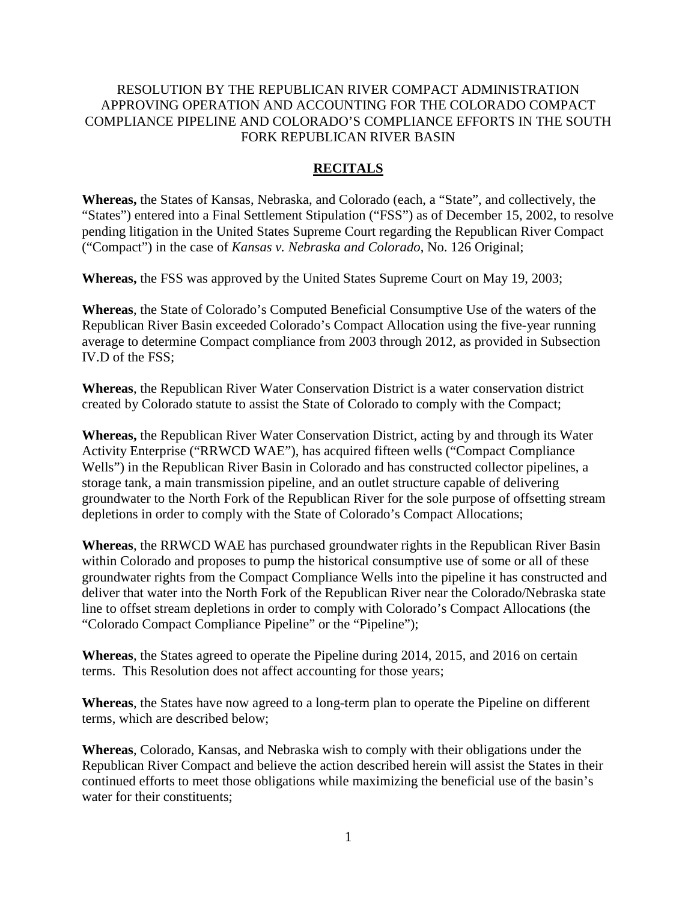# RESOLUTION BY THE REPUBLICAN RIVER COMPACT ADMINISTRATION APPROVING OPERATION AND ACCOUNTING FOR THE COLORADO COMPACT COMPLIANCE PIPELINE AND COLORADO'S COMPLIANCE EFFORTS IN THE SOUTH FORK REPUBLICAN RIVER BASIN

## RECITALS

**Whereas,** the States of Kansas, Nebraska, and Colorado (each, a "State", and collectively, the "States") entered into a Final Settlement Stipulation ("FSS") as of December 15, 2002, to resolve pending litigation in the United States Supreme Court regarding the Republican River Compact ("Compact") in the case of *Kansas v. Nebraska and Colorado*, No. 126 Original;

**Whereas,** the FSS was approved by the United States Supreme Court on May 19, 2003;

**Whereas**, the State of Colorado's Computed Beneficial Consumptive Use of the waters of the Republican River Basin exceeded Colorado's Compact Allocation using the five-year running average to determine Compact compliance from 2003 through 2012, as provided in Subsection IV.D of the FSS;

**Whereas**, the Republican River Water Conservation District is a water conservation district created by Colorado statute to assist the State of Colorado to comply with the Compact;

**Whereas,** the Republican River Water Conservation District, acting by and through its Water Activity Enterprise ("RRWCD WAE"), has acquired fifteen wells ("Compact Compliance Wells") in the Republican River Basin in Colorado and has constructed collector pipelines, a storage tank, a main transmission pipeline, and an outlet structure capable of delivering groundwater to the North Fork of the Republican River for the sole purpose of offsetting stream depletions in order to comply with the State of Colorado's Compact Allocations;

**Whereas**, the RRWCD WAE has purchased groundwater rights in the Republican River Basin within Colorado and proposes to pump the historical consumptive use of some or all of these groundwater rights from the Compact Compliance Wells into the pipeline it has constructed and deliver that water into the North Fork of the Republican River near the Colorado/Nebraska state line to offset stream depletions in order to comply with Colorado's Compact Allocations (the "Colorado Compact Compliance Pipeline" or the "Pipeline");

**Whereas**, the States agreed to operate the Pipeline during 2014, 2015, and 2016 on certain terms. This Resolution does not affect accounting for those years;

**Whereas**, the States have now agreed to a long-term plan to operate the Pipeline on different terms, which are described below;

**Whereas**, Colorado, Kansas, and Nebraska wish to comply with their obligations under the Republican River Compact and believe the action described herein will assist the States in their continued efforts to meet those obligations while maximizing the beneficial use of the basin's water for their constituents;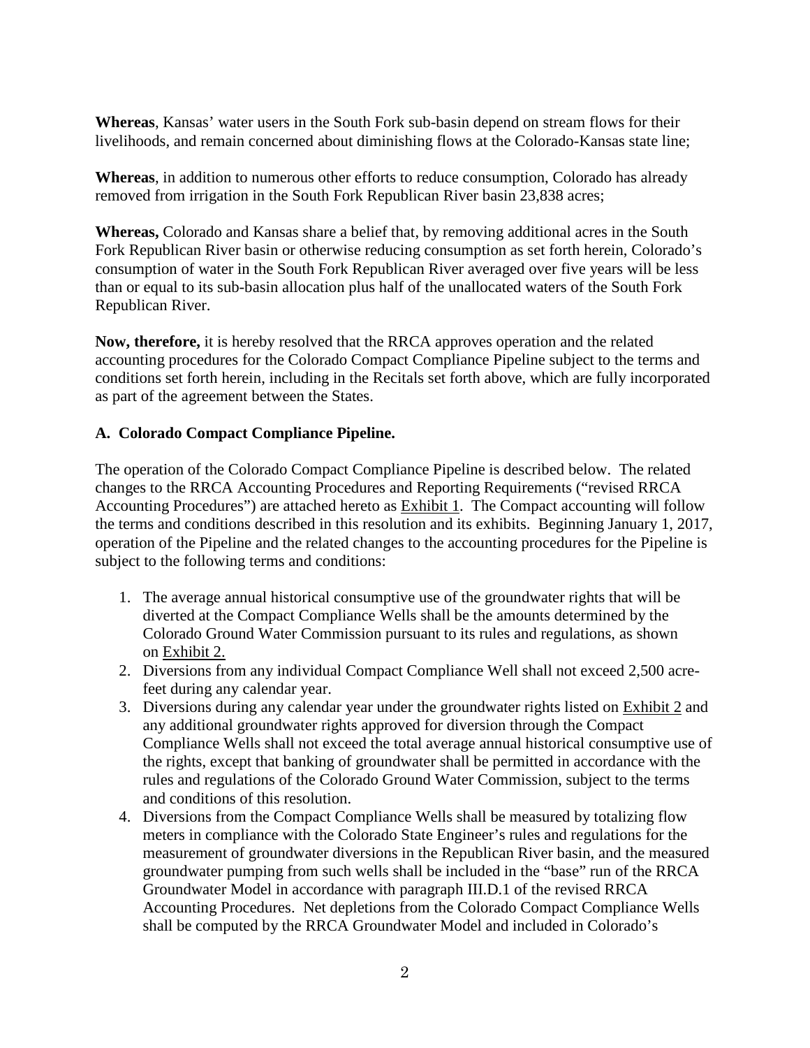**Whereas**, Kansas' water users in the South Fork sub-basin depend on stream flows for their livelihoods, and remain concerned about diminishing flows at the Colorado-Kansas state line;

**Whereas**, in addition to numerous other efforts to reduce consumption, Colorado has already removed from irrigation in the South Fork Republican River basin 23,838 acres;

**Whereas,** Colorado and Kansas share a belief that, by removing additional acres in the South Fork Republican River basin or otherwise reducing consumption as set forth herein, Colorado's consumption of water in the South Fork Republican River averaged over five years will be less than or equal to its sub-basin allocation plus half of the unallocated waters of the South Fork Republican River.

**Now, therefore,** it is hereby resolved that the RRCA approves operation and the related accounting procedures for the Colorado Compact Compliance Pipeline subject to the terms and conditions set forth herein, including in the Recitals set forth above, which are fully incorporated as part of the agreement between the States.

### A. Colorado Compact Compliance Pipeline.

The operation of the Colorado Compact Compliance Pipeline is described below. The related changes to the RRCA Accounting Procedures and Reporting Requirements ("revised RRCA Accounting Procedures") are attached hereto as Exhibit 1. The Compact accounting will follow the terms and conditions described in this resolution and its exhibits. Beginning January 1, 2017, operation of the Pipeline and the related changes to the accounting procedures for the Pipeline is subject to the following terms and conditions:

1. The average annual historical consumptive use of the groundwater rights that will be diverted at the Compact Compliance Wells shall be the amounts determined by the Colorado Ground Water Commission pursuant to its rules and regulations, as shown on Exhibit 2.
2. Diversions from any individual Compact Compliance Well shall not exceed 2,500 acre-feet during any calendar year.
3. Diversions during any calendar year under the groundwater rights listed on Exhibit 2 and any additional groundwater rights approved for diversion through the Compact Compliance Wells shall not exceed the total average annual historical consumptive use of the rights, except that banking of groundwater shall be permitted in accordance with the rules and regulations of the Colorado Ground Water Commission, subject to the terms and conditions of this resolution.
4. Diversions from the Compact Compliance Wells shall be measured by totalizing flow meters in compliance with the Colorado State Engineer's rules and regulations for the measurement of groundwater diversions in the Republican River basin, and the measured groundwater pumping from such wells shall be included in the "base" run of the RRCA Groundwater Model in accordance with paragraph III.D.1 of the revised RRCA Accounting Procedures. Net depletions from the Colorado Compact Compliance Wells shall be computed by the RRCA Groundwater Model and included in Colorado's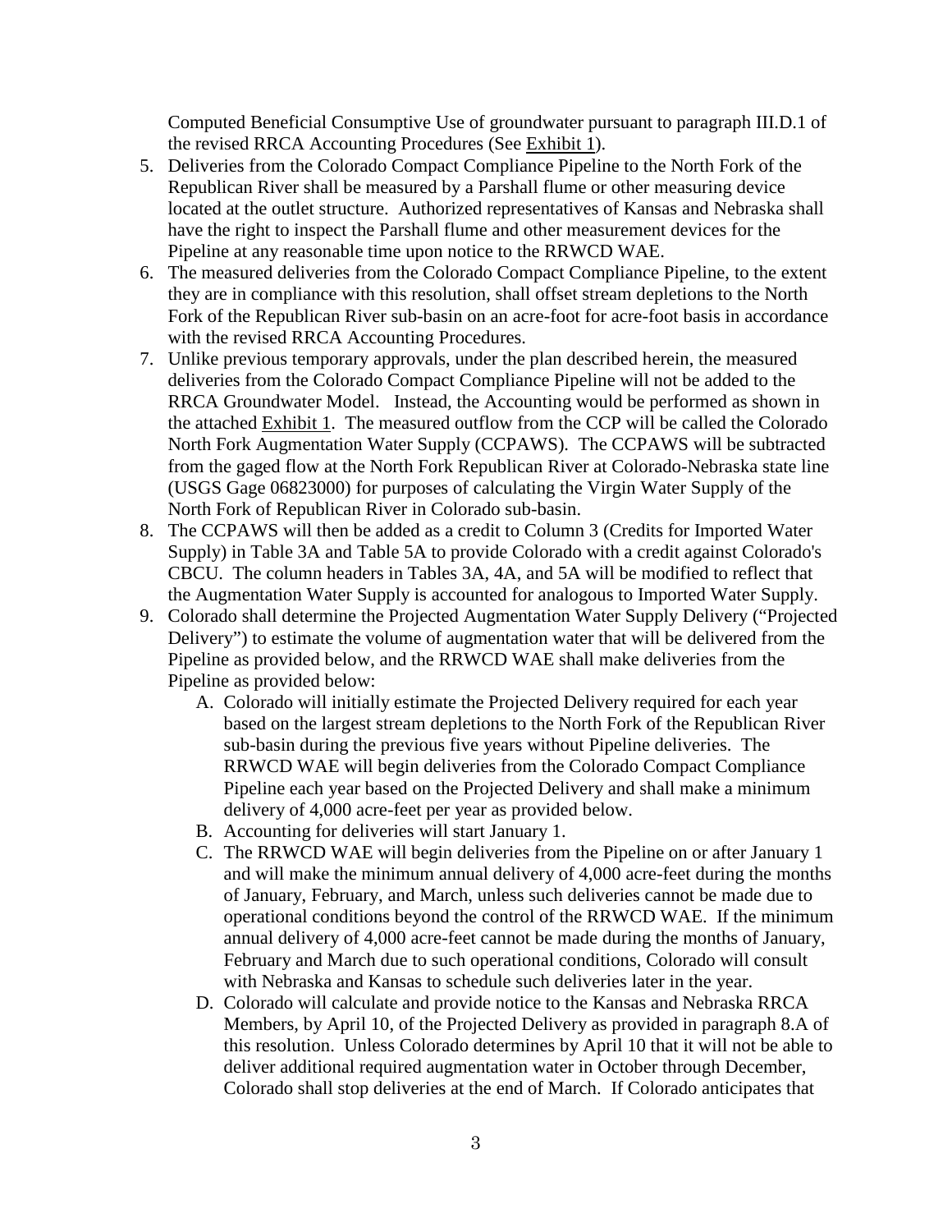Computed Beneficial Consumptive Use of groundwater pursuant to paragraph III.D.1 of the revised RRCA Accounting Procedures (See Exhibit 1).

5. Deliveries from the Colorado Compact Compliance Pipeline to the North Fork of the Republican River shall be measured by a Parshall flume or other measuring device located at the outlet structure. Authorized representatives of Kansas and Nebraska shall have the right to inspect the Parshall flume and other measurement devices for the Pipeline at any reasonable time upon notice to the RRWCD WAE.
6. The measured deliveries from the Colorado Compact Compliance Pipeline, to the extent they are in compliance with this resolution, shall offset stream depletions to the North Fork of the Republican River sub-basin on an acre-foot for acre-foot basis in accordance with the revised RRCA Accounting Procedures.
7. Unlike previous temporary approvals, under the plan described herein, the measured deliveries from the Colorado Compact Compliance Pipeline will not be added to the RRCA Groundwater Model. Instead, the Accounting would be performed as shown in the attached Exhibit 1. The measured outflow from the CCP will be called the Colorado North Fork Augmentation Water Supply (CCPAWS). The CCPAWS will be subtracted from the gaged flow at the North Fork Republican River at Colorado-Nebraska state line (USGS Gage 06823000) for purposes of calculating the Virgin Water Supply of the North Fork of Republican River in Colorado sub-basin.
8. The CCPAWS will then be added as a credit to Column 3 (Credits for Imported Water Supply) in Table 3A and Table 5A to provide Colorado with a credit against Colorado's CBCU. The column headers in Tables 3A, 4A, and 5A will be modified to reflect that the Augmentation Water Supply is accounted for analogous to Imported Water Supply.
9. Colorado shall determine the Projected Augmentation Water Supply Delivery ("Projected Delivery") to estimate the volume of augmentation water that will be delivered from the Pipeline as provided below, and the RRWCD WAE shall make deliveries from the Pipeline as provided below:
   A. Colorado will initially estimate the Projected Delivery required for each year based on the largest stream depletions to the North Fork of the Republican River sub-basin during the previous five years without Pipeline deliveries. The RRWCD WAE will begin deliveries from the Colorado Compact Compliance Pipeline each year based on the Projected Delivery and shall make a minimum delivery of 4,000 acre-feet per year as provided below.
   B. Accounting for deliveries will start January 1.
   C. The RRWCD WAE will begin deliveries from the Pipeline on or after January 1 and will make the minimum annual delivery of 4,000 acre-feet during the months of January, February, and March, unless such deliveries cannot be made due to operational conditions beyond the control of the RRWCD WAE. If the minimum annual delivery of 4,000 acre-feet cannot be made during the months of January, February and March due to such operational conditions, Colorado will consult with Nebraska and Kansas to schedule such deliveries later in the year.
   D. Colorado will calculate and provide notice to the Kansas and Nebraska RRCA Members, by April 10, of the Projected Delivery as provided in paragraph 8.A of this resolution. Unless Colorado determines by April 10 that it will not be able to deliver additional required augmentation water in October through December, Colorado shall stop deliveries at the end of March. If Colorado anticipates that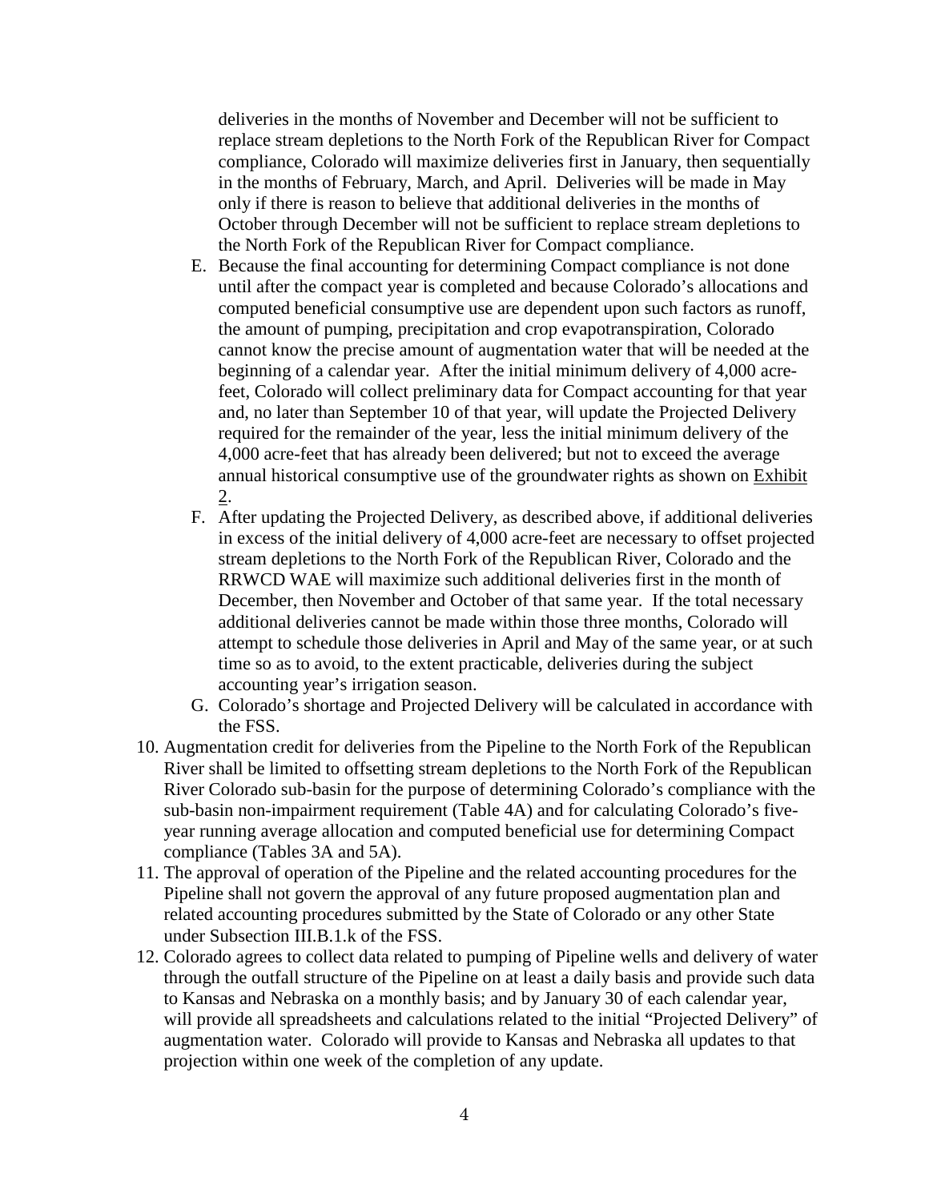deliveries in the months of November and December will not be sufficient to replace stream depletions to the North Fork of the Republican River for Compact compliance, Colorado will maximize deliveries first in January, then sequentially in the months of February, March, and April. Deliveries will be made in May only if there is reason to believe that additional deliveries in the months of October through December will not be sufficient to replace stream depletions to the North Fork of the Republican River for Compact compliance.

E. Because the final accounting for determining Compact compliance is not done until after the compact year is completed and because Colorado's allocations and computed beneficial consumptive use are dependent upon such factors as runoff, the amount of pumping, precipitation and crop evapotranspiration, Colorado cannot know the precise amount of augmentation water that will be needed at the beginning of a calendar year. After the initial minimum delivery of 4,000 acre-feet, Colorado will collect preliminary data for Compact accounting for that year and, no later than September 10 of that year, will update the Projected Delivery required for the remainder of the year, less the initial minimum delivery of the 4,000 acre-feet that has already been delivered; but not to exceed the average annual historical consumptive use of the groundwater rights as shown on Exhibit 2.

F. After updating the Projected Delivery, as described above, if additional deliveries in excess of the initial delivery of 4,000 acre-feet are necessary to offset projected stream depletions to the North Fork of the Republican River, Colorado and the RRWCD WAE will maximize such additional deliveries first in the month of December, then November and October of that same year. If the total necessary additional deliveries cannot be made within those three months, Colorado will attempt to schedule those deliveries in April and May of the same year, or at such time so as to avoid, to the extent practicable, deliveries during the subject accounting year's irrigation season.

G. Colorado's shortage and Projected Delivery will be calculated in accordance with the FSS.

10. Augmentation credit for deliveries from the Pipeline to the North Fork of the Republican River shall be limited to offsetting stream depletions to the North Fork of the Republican River Colorado sub-basin for the purpose of determining Colorado's compliance with the sub-basin non-impairment requirement (Table 4A) and for calculating Colorado's five-year running average allocation and computed beneficial use for determining Compact compliance (Tables 3A and 5A).

11. The approval of operation of the Pipeline and the related accounting procedures for the Pipeline shall not govern the approval of any future proposed augmentation plan and related accounting procedures submitted by the State of Colorado or any other State under Subsection III.B.1.k of the FSS.

12. Colorado agrees to collect data related to pumping of Pipeline wells and delivery of water through the outfall structure of the Pipeline on at least a daily basis and provide such data to Kansas and Nebraska on a monthly basis; and by January 30 of each calendar year, will provide all spreadsheets and calculations related to the initial "Projected Delivery" of augmentation water. Colorado will provide to Kansas and Nebraska all updates to that projection within one week of the completion of any update.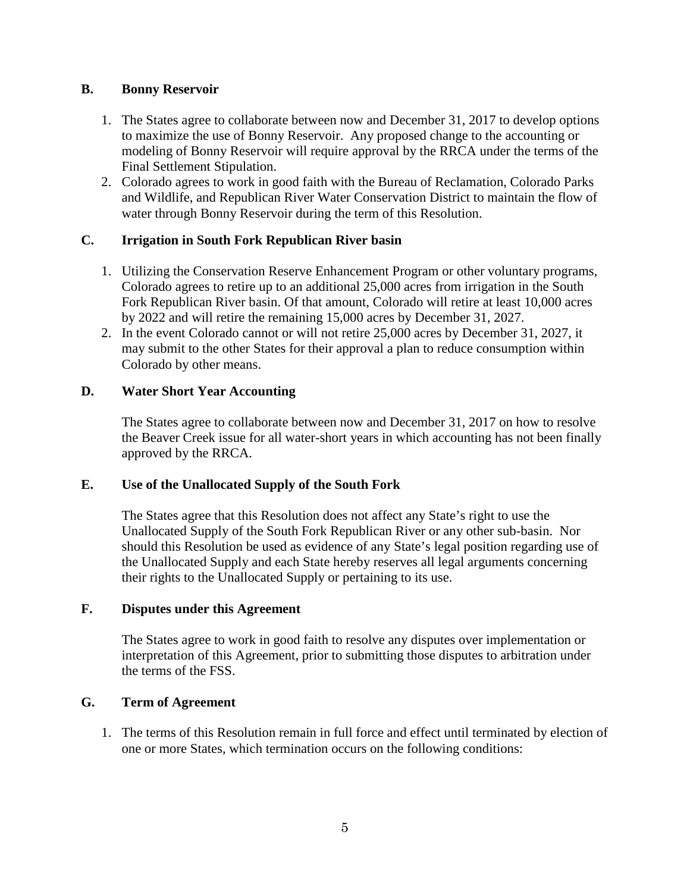### B. Bonny Reservoir

1. The States agree to collaborate between now and December 31, 2017 to develop options to maximize the use of Bonny Reservoir. Any proposed change to the accounting or modeling of Bonny Reservoir will require approval by the RRCA under the terms of the Final Settlement Stipulation.
2. Colorado agrees to work in good faith with the Bureau of Reclamation, Colorado Parks and Wildlife, and Republican River Water Conservation District to maintain the flow of water through Bonny Reservoir during the term of this Resolution.

### C. Irrigation in South Fork Republican River basin

1. Utilizing the Conservation Reserve Enhancement Program or other voluntary programs, Colorado agrees to retire up to an additional 25,000 acres from irrigation in the South Fork Republican River basin. Of that amount, Colorado will retire at least 10,000 acres by 2022 and will retire the remaining 15,000 acres by December 31, 2027.
2. In the event Colorado cannot or will not retire 25,000 acres by December 31, 2027, it may submit to the other States for their approval a plan to reduce consumption within Colorado by other means.

### D. Water Short Year Accounting

The States agree to collaborate between now and December 31, 2017 on how to resolve the Beaver Creek issue for all water-short years in which accounting has not been finally approved by the RRCA.

### E. Use of the Unallocated Supply of the South Fork

The States agree that this Resolution does not affect any State's right to use the Unallocated Supply of the South Fork Republican River or any other sub-basin. Nor should this Resolution be used as evidence of any State's legal position regarding use of the Unallocated Supply and each State hereby reserves all legal arguments concerning their rights to the Unallocated Supply or pertaining to its use.

### F. Disputes under this Agreement

The States agree to work in good faith to resolve any disputes over implementation or interpretation of this Agreement, prior to submitting those disputes to arbitration under the terms of the FSS.

### G. Term of Agreement

1. The terms of this Resolution remain in full force and effect until terminated by election of one or more States, which termination occurs on the following conditions: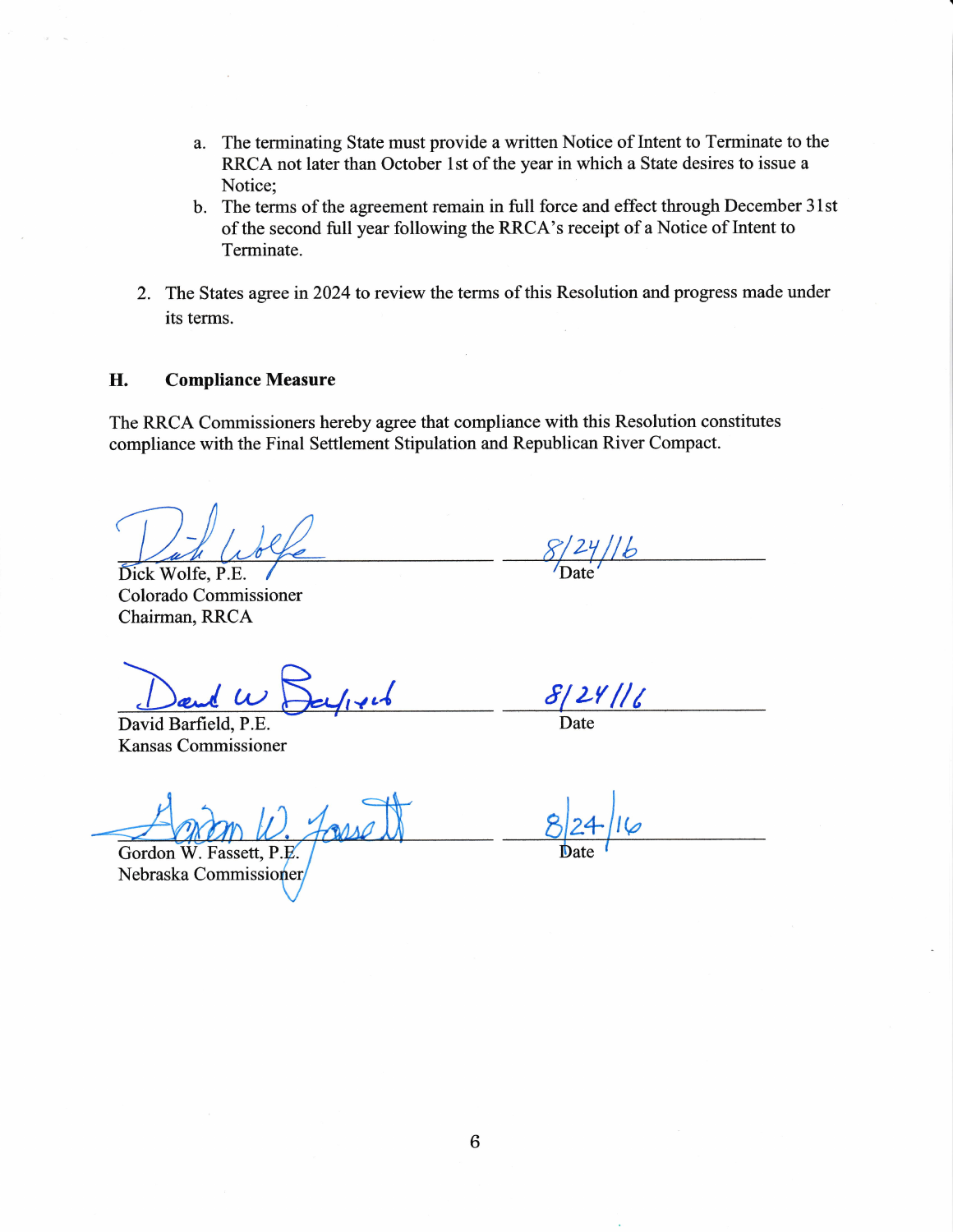a. The terminating State must provide a written Notice of Intent to Terminate to the RRCA not later than October 1st of the year in which a State desires to issue a Notice;
b. The terms of the agreement remain in full force and effect through December 31st of the second full year following the RRCA's receipt of a Notice of Intent to Terminate.

2. The States agree in 2024 to review the terms of this Resolution and progress made under its terms.

## H. Compliance Measure

The RRCA Commissioners hereby agree that compliance with this Resolution constitutes compliance with the Final Settlement Stipulation and Republican River Compact.

Dick Wolfe
Dick Wolfe, P.E.
Colorado Commissioner
Chairman, RRCA

8/24/16
Date

David W Barfield
David Barfield, P.E.
Kansas Commissioner

8/24/16
Date

Gordon W. Fassett
Gordon W. Fassett, P.E.
Nebraska Commissioner

8/24/16
Date